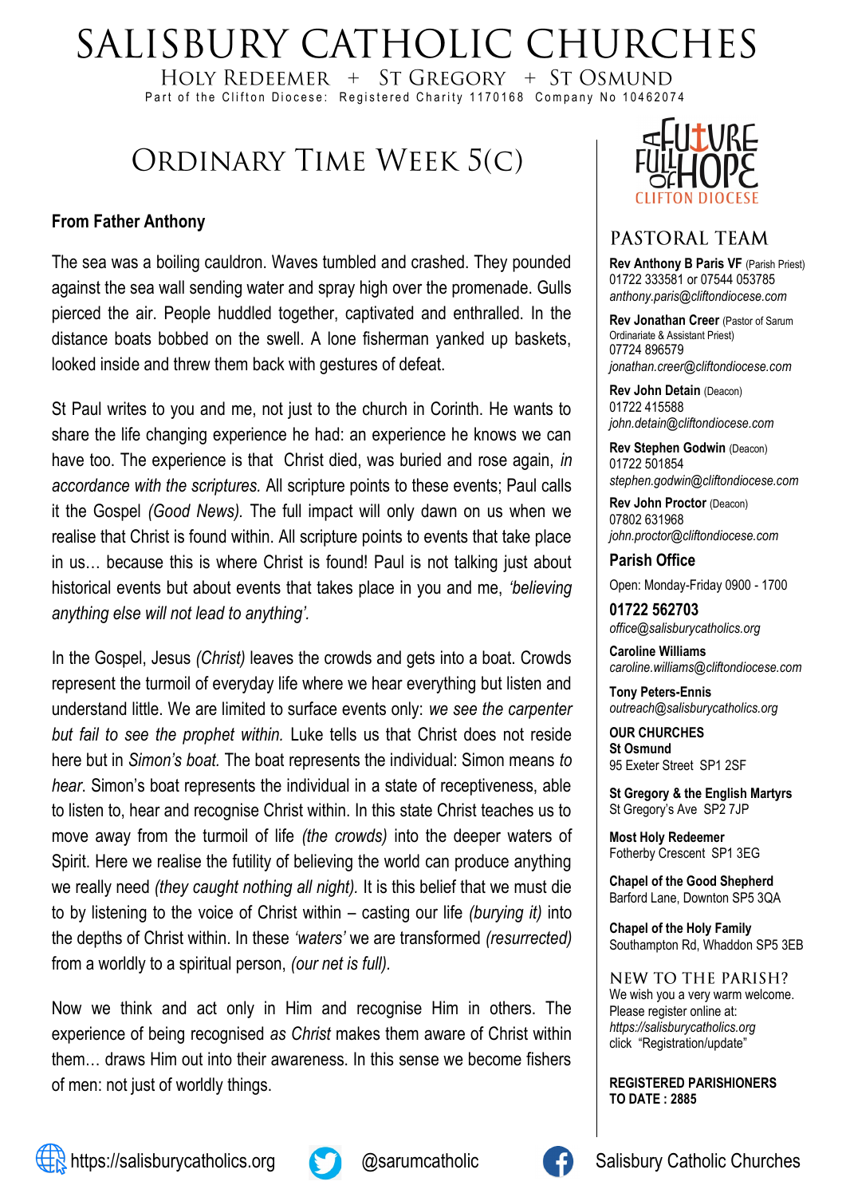# SALISBURY CATHOLIC CHURCHES

HOLY REDEEMER + ST GREGORY + ST OSMUND

Part of the Clifton Diocese: Registered Charity 1170168 Company No 10462074

## ORDINARY TIME WEEK 5(C)

### From Father Anthony

The sea was a boiling cauldron. Waves tumbled and crashed. They pounded against the sea wall sending water and spray high over the promenade. Gulls pierced the air. People huddled together, captivated and enthralled. In the distance boats bobbed on the swell. A lone fisherman yanked up baskets, looked inside and threw them back with gestures of defeat.

St Paul writes to you and me, not just to the church in Corinth. He wants to share the life changing experience he had: an experience he knows we can have too. The experience is that Christ died, was buried and rose again, *in accordance with the scriptures.* All scripture points to these events; Paul calls it the Gospel *(Good News).* The full impact will only dawn on us when we realise that Christ is found within. All scripture points to events that take place in us… because this is where Christ is found! Paul is not talking just about historical events but about events that takes place in you and me, *'believing anything else will not lead to anything'.*

In the Gospel, Jesus *(Christ)* leaves the crowds and gets into a boat. Crowds represent the turmoil of everyday life where we hear everything but listen and understand little. We are limited to surface events only: *we see the carpenter but fail to see the prophet within.* Luke tells us that Christ does not reside here but in *Simon's boat.* The boat represents the individual: Simon means *to hear*. Simon's boat represents the individual in a state of receptiveness, able to listen to, hear and recognise Christ within. In this state Christ teaches us to move away from the turmoil of life *(the crowds)* into the deeper waters of Spirit. Here we realise the futility of believing the world can produce anything we really need *(they caught nothing all night).* It is this belief that we must die to by listening to the voice of Christ within – casting our life *(burying it)* into the depths of Christ within. In these *'waters'* we are transformed *(resurrected)* from a worldly to a spiritual person, *(our net is full).*

Now we think and act only in Him and recognise Him in others. The experience of being recognised *as Christ* makes them aware of Christ within them… draws Him out into their awareness. In this sense we become fishers of men: not just of worldly things.

A FUTURE FULL OF HOPE
CLIFTON DIOCESE

### PASTORAL TEAM

**Rev Anthony B Paris VF** (Parish Priest)
01722 333581 or 07544 053785
*anthony.paris@cliftondiocese.com*

**Rev Jonathan Creer** (Pastor of Sarum Ordinariate & Assistant Priest)
07724 896579
*jonathan.creer@cliftondiocese.com*

**Rev John Detain** (Deacon)
01722 415588
*john.detain@cliftondiocese.com*

**Rev Stephen Godwin** (Deacon)
01722 501854
*stephen.godwin@cliftondiocese.com*

**Rev John Proctor** (Deacon)
07802 631968
*john.proctor@cliftondiocese.com*

### Parish Office

Open: Monday-Friday 0900 - 1700

**01722 562703**
*office@salisburycatholics.org*

**Caroline Williams**
*caroline.williams@cliftondiocese.com*

**Tony Peters-Ennis**
*outreach@salisburycatholics.org*

**OUR CHURCHES**

**St Osmund**
95 Exeter Street SP1 2SF

**St Gregory & the English Martyrs**
St Gregory's Ave SP2 7JP

**Most Holy Redeemer**
Fotherby Crescent SP1 3EG

**Chapel of the Good Shepherd**
Barford Lane, Downton SP5 3QA

**Chapel of the Holy Family**
Southampton Rd, Whaddon SP5 3EB

### NEW TO THE PARISH?

We wish you a very warm welcome. Please register online at: *https://salisburycatholics.org* click "Registration/update"

**REGISTERED PARISHIONERS TO DATE : 2885**

https://salisburycatholics.org @sarumcatholic Salisbury Catholic Churches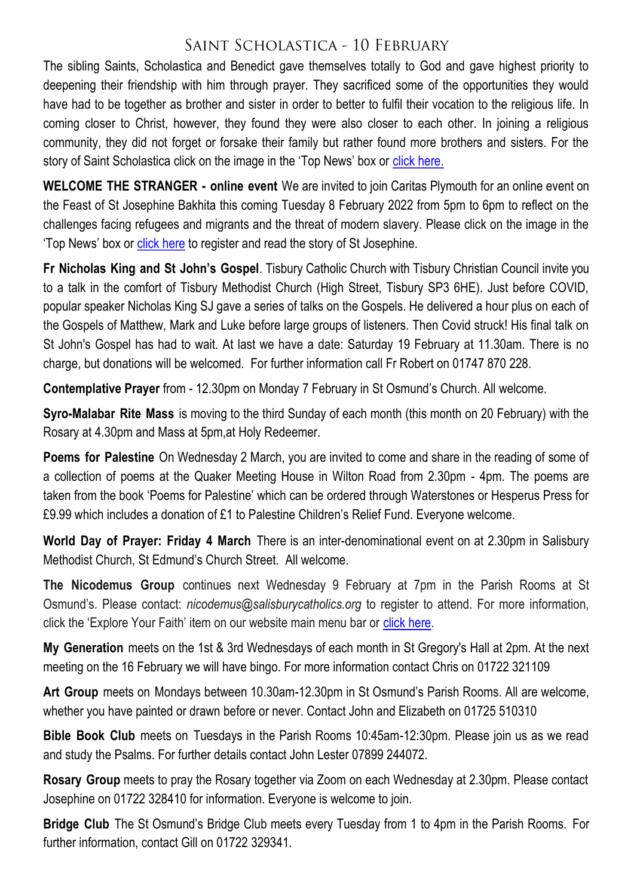## Saint Scholastica - 10 February

The sibling Saints, Scholastica and Benedict gave themselves totally to God and gave highest priority to deepening their friendship with him through prayer. They sacrificed some of the opportunities they would have had to be together as brother and sister in order to better to fulfil their vocation to the religious life. In coming closer to Christ, however, they found they were also closer to each other. In joining a religious community, they did not forget or forsake their family but rather found more brothers and sisters. For the story of Saint Scholastica click on the image in the 'Top News' box or click here.

**WELCOME THE STRANGER - online event** We are invited to join Caritas Plymouth for an online event on the Feast of St Josephine Bakhita this coming Tuesday 8 February 2022 from 5pm to 6pm to reflect on the challenges facing refugees and migrants and the threat of modern slavery. Please click on the image in the 'Top News' box or click here to register and read the story of St Josephine.

**Fr Nicholas King and St John's Gospel**. Tisbury Catholic Church with Tisbury Christian Council invite you to a talk in the comfort of Tisbury Methodist Church (High Street, Tisbury SP3 6HE). Just before COVID, popular speaker Nicholas King SJ gave a series of talks on the Gospels. He delivered a hour plus on each of the Gospels of Matthew, Mark and Luke before large groups of listeners. Then Covid struck! His final talk on St John's Gospel has had to wait. At last we have a date: Saturday 19 February at 11.30am. There is no charge, but donations will be welcomed. For further information call Fr Robert on 01747 870 228.

**Contemplative Prayer** from - 12.30pm on Monday 7 February in St Osmund's Church. All welcome.

**Syro-Malabar Rite Mass** is moving to the third Sunday of each month (this month on 20 February) with the Rosary at 4.30pm and Mass at 5pm,at Holy Redeemer.

**Poems for Palestine** On Wednesday 2 March, you are invited to come and share in the reading of some of a collection of poems at the Quaker Meeting House in Wilton Road from 2.30pm - 4pm. The poems are taken from the book 'Poems for Palestine' which can be ordered through Waterstones or Hesperus Press for £9.99 which includes a donation of £1 to Palestine Children's Relief Fund. Everyone welcome.

**World Day of Prayer: Friday 4 March** There is an inter-denominational event on at 2.30pm in Salisbury Methodist Church, St Edmund's Church Street. All welcome.

**The Nicodemus Group** continues next Wednesday 9 February at 7pm in the Parish Rooms at St Osmund's. Please contact: *nicodemus@salisburycatholics.org* to register to attend. For more information, click the 'Explore Your Faith' item on our website main menu bar or click here.

**My Generation** meets on the 1st & 3rd Wednesdays of each month in St Gregory's Hall at 2pm. At the next meeting on the 16 February we will have bingo. For more information contact Chris on 01722 321109

**Art Group** meets on Mondays between 10.30am-12.30pm in St Osmund's Parish Rooms. All are welcome, whether you have painted or drawn before or never. Contact John and Elizabeth on 01725 510310

**Bible Book Club** meets on Tuesdays in the Parish Rooms 10:45am-12:30pm. Please join us as we read and study the Psalms. For further details contact John Lester 07899 244072.

**Rosary Group** meets to pray the Rosary together via Zoom on each Wednesday at 2.30pm. Please contact Josephine on 01722 328410 for information. Everyone is welcome to join.

**Bridge Club** The St Osmund's Bridge Club meets every Tuesday from 1 to 4pm in the Parish Rooms. For further information, contact Gill on 01722 329341.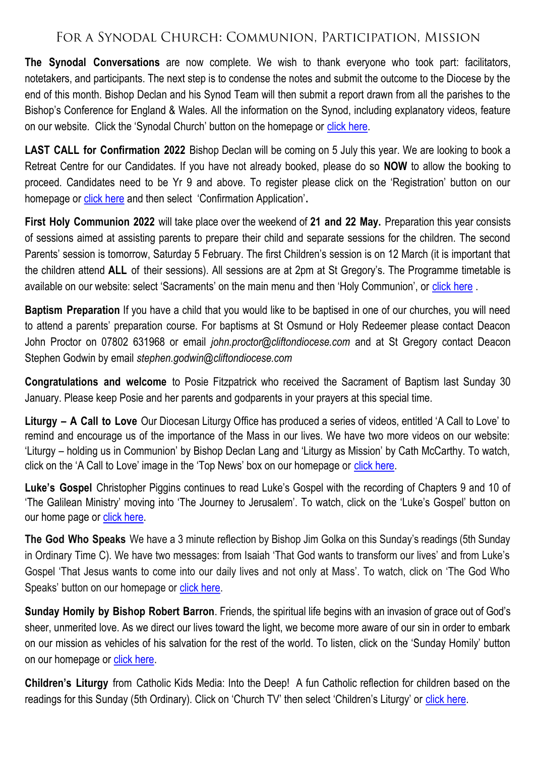## For a Synodal Church: Communion, Participation, Mission

**The Synodal Conversations** are now complete. We wish to thank everyone who took part: facilitators, notetakers, and participants. The next step is to condense the notes and submit the outcome to the Diocese by the end of this month. Bishop Declan and his Synod Team will then submit a report drawn from all the parishes to the Bishop's Conference for England & Wales. All the information on the Synod, including explanatory videos, feature on our website. Click the 'Synodal Church' button on the homepage or click here.

**LAST CALL for Confirmation 2022** Bishop Declan will be coming on 5 July this year. We are looking to book a Retreat Centre for our Candidates. If you have not already booked, please do so **NOW** to allow the booking to proceed. Candidates need to be Yr 9 and above. To register please click on the 'Registration' button on our homepage or click here and then select 'Confirmation Application'**.**

**First Holy Communion 2022** will take place over the weekend of **21 and 22 May.** Preparation this year consists of sessions aimed at assisting parents to prepare their child and separate sessions for the children. The second Parents' session is tomorrow, Saturday 5 February. The first Children's session is on 12 March (it is important that the children attend **ALL** of their sessions). All sessions are at 2pm at St Gregory's. The Programme timetable is available on our website: select 'Sacraments' on the main menu and then 'Holy Communion', or click here .

**Baptism Preparation** If you have a child that you would like to be baptised in one of our churches, you will need to attend a parents' preparation course. For baptisms at St Osmund or Holy Redeemer please contact Deacon John Proctor on 07802 631968 or email *john.proctor@cliftondiocese.com* and at St Gregory contact Deacon Stephen Godwin by email *stephen.godwin@cliftondiocese.com*

**Congratulations and welcome** to Posie Fitzpatrick who received the Sacrament of Baptism last Sunday 30 January. Please keep Posie and her parents and godparents in your prayers at this special time.

**Liturgy – A Call to Love** Our Diocesan Liturgy Office has produced a series of videos, entitled 'A Call to Love' to remind and encourage us of the importance of the Mass in our lives. We have two more videos on our website: 'Liturgy – holding us in Communion' by Bishop Declan Lang and 'Liturgy as Mission' by Cath McCarthy. To watch, click on the 'A Call to Love' image in the 'Top News' box on our homepage or click here.

**Luke's Gospel** Christopher Piggins continues to read Luke's Gospel with the recording of Chapters 9 and 10 of 'The Galilean Ministry' moving into 'The Journey to Jerusalem'. To watch, click on the 'Luke's Gospel' button on our home page or click here.

**The God Who Speaks** We have a 3 minute reflection by Bishop Jim Golka on this Sunday's readings (5th Sunday in Ordinary Time C). We have two messages: from Isaiah 'That God wants to transform our lives' and from Luke's Gospel 'That Jesus wants to come into our daily lives and not only at Mass'. To watch, click on 'The God Who Speaks' button on our homepage or click here.

**Sunday Homily by Bishop Robert Barron**. Friends, the spiritual life begins with an invasion of grace out of God's sheer, unmerited love. As we direct our lives toward the light, we become more aware of our sin in order to embark on our mission as vehicles of his salvation for the rest of the world. To listen, click on the 'Sunday Homily' button on our homepage or click here.

**Children's Liturgy** from Catholic Kids Media: Into the Deep! A fun Catholic reflection for children based on the readings for this Sunday (5th Ordinary). Click on 'Church TV' then select 'Children's Liturgy' or click here.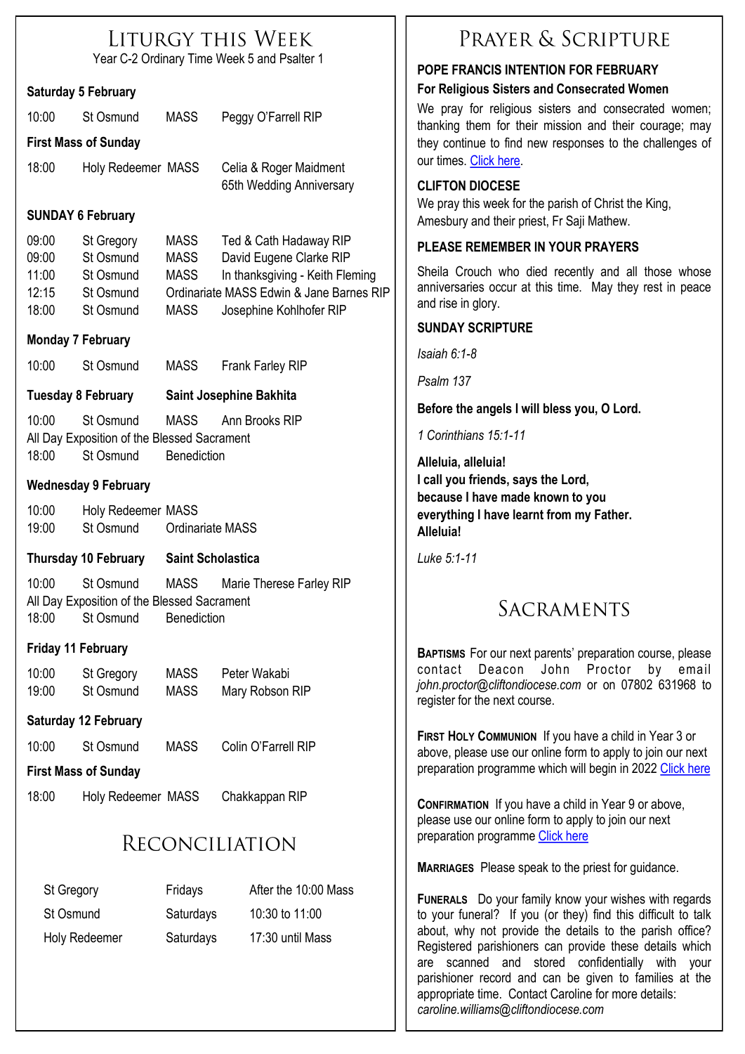# Liturgy this Week

Year C-2 Ordinary Time Week 5 and Psalter 1

**Saturday 5 February**

| | | | |
|---|---|---|---|
| 10:00 | St Osmund | MASS | Peggy O'Farrell RIP |

**First Mass of Sunday**

| | | | |
|---|---|---|---|
| 18:00 | Holy Redeemer | MASS | Celia & Roger Maidment 65th Wedding Anniversary |

**SUNDAY 6 February**

| | | | |
|---|---|---|---|
| 09:00 | St Gregory | MASS | Ted & Cath Hadaway RIP |
| 09:00 | St Osmund | MASS | David Eugene Clarke RIP |
| 11:00 | St Osmund | MASS | In thanksgiving - Keith Fleming |
| 12:15 | St Osmund | Ordinariate MASS | Edwin & Jane Barnes RIP |
| 18:00 | St Osmund | MASS | Josephine Kohlhofer RIP |

**Monday 7 February**

| | | | |
|---|---|---|---|
| 10:00 | St Osmund | MASS | Frank Farley RIP |

**Tuesday 8 February** **Saint Josephine Bakhita**

| | | | |
|---|---|---|---|
| 10:00 | St Osmund | MASS | Ann Brooks RIP |

All Day Exposition of the Blessed Sacrament

| | | | |
|---|---|---|---|
| 18:00 | St Osmund | Benediction | |

**Wednesday 9 February**

| | | | |
|---|---|---|---|
| 10:00 | Holy Redeemer | MASS | |
| 19:00 | St Osmund | Ordinariate MASS | |

**Thursday 10 February** **Saint Scholastica**

| | | | |
|---|---|---|---|
| 10:00 | St Osmund | MASS | Marie Therese Farley RIP |

All Day Exposition of the Blessed Sacrament

| | | | |
|---|---|---|---|
| 18:00 | St Osmund | Benediction | |

**Friday 11 February**

| | | | |
|---|---|---|---|
| 10:00 | St Gregory | MASS | Peter Wakabi |
| 19:00 | St Osmund | MASS | Mary Robson RIP |

**Saturday 12 February**

| | | | |
|---|---|---|---|
| 10:00 | St Osmund | MASS | Colin O'Farrell RIP |

**First Mass of Sunday**

| | | | |
|---|---|---|---|
| 18:00 | Holy Redeemer | MASS | Chakkappan RIP |

# Reconciliation

| | | |
|---|---|---|
| St Gregory | Fridays | After the 10:00 Mass |
| St Osmund | Saturdays | 10:30 to 11:00 |
| Holy Redeemer | Saturdays | 17:30 until Mass |

# Prayer & Scripture

**POPE FRANCIS INTENTION FOR FEBRUARY**

**For Religious Sisters and Consecrated Women**

We pray for religious sisters and consecrated women; thanking them for their mission and their courage; may they continue to find new responses to the challenges of our times. Click here.

**CLIFTON DIOCESE**

We pray this week for the parish of Christ the King, Amesbury and their priest, Fr Saji Mathew.

**PLEASE REMEMBER IN YOUR PRAYERS**

Sheila Crouch who died recently and all those whose anniversaries occur at this time. May they rest in peace and rise in glory.

**SUNDAY SCRIPTURE**

*Isaiah 6:1-8*

*Psalm 137*

**Before the angels I will bless you, O Lord.**

*1 Corinthians 15:1-11*

**Alleluia, alleluia!**
**I call you friends, says the Lord,**
**because I have made known to you**
**everything I have learnt from my Father.**
**Alleluia!**

*Luke 5:1-11*

# Sacraments

**BAPTISMS** For our next parents' preparation course, please contact Deacon John Proctor by email *john.proctor@cliftondiocese.com* or on 07802 631968 to register for the next course.

**FIRST HOLY COMMUNION** If you have a child in Year 3 or above, please use our online form to apply to join our next preparation programme which will begin in 2022 Click here

**CONFIRMATION** If you have a child in Year 9 or above, please use our online form to apply to join our next preparation programme Click here

**MARRIAGES** Please speak to the priest for guidance.

**FUNERALS** Do your family know your wishes with regards to your funeral? If you (or they) find this difficult to talk about, why not provide the details to the parish office? Registered parishioners can provide these details which are scanned and stored confidentially with your parishioner record and can be given to families at the appropriate time. Contact Caroline for more details: *caroline.williams@cliftondiocese.com*